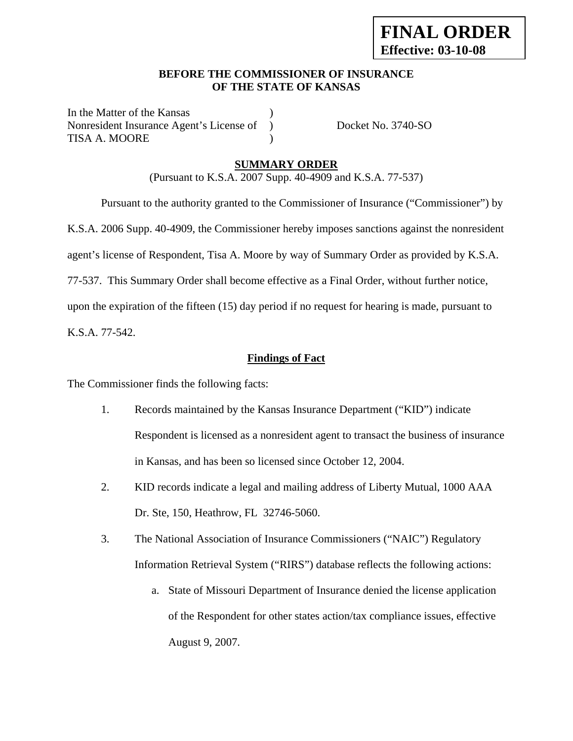**FINAL ORDER**
**Effective: 03-10-08**

**BEFORE THE COMMISSIONER OF INSURANCE**
**OF THE STATE OF KANSAS**

In the Matter of the Kansas )
Nonresident Insurance Agent's License of ) Docket No. 3740-SO
TISA A. MOORE )

**SUMMARY ORDER**
(Pursuant to K.S.A. 2007 Supp. 40-4909 and K.S.A. 77-537)

Pursuant to the authority granted to the Commissioner of Insurance ("Commissioner") by K.S.A. 2006 Supp. 40-4909, the Commissioner hereby imposes sanctions against the nonresident agent's license of Respondent, Tisa A. Moore by way of Summary Order as provided by K.S.A. 77-537. This Summary Order shall become effective as a Final Order, without further notice, upon the expiration of the fifteen (15) day period if no request for hearing is made, pursuant to K.S.A. 77-542.

**Findings of Fact**

The Commissioner finds the following facts:

1. Records maintained by the Kansas Insurance Department ("KID") indicate Respondent is licensed as a nonresident agent to transact the business of insurance in Kansas, and has been so licensed since October 12, 2004.

2. KID records indicate a legal and mailing address of Liberty Mutual, 1000 AAA Dr. Ste, 150, Heathrow, FL 32746-5060.

3. The National Association of Insurance Commissioners ("NAIC") Regulatory Information Retrieval System ("RIRS") database reflects the following actions:

   a. State of Missouri Department of Insurance denied the license application of the Respondent for other states action/tax compliance issues, effective August 9, 2007.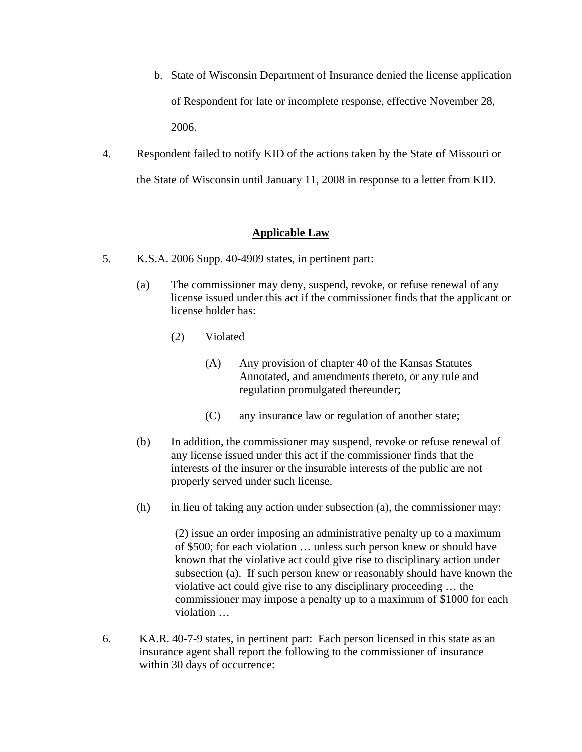b. State of Wisconsin Department of Insurance denied the license application of Respondent for late or incomplete response, effective November 28, 2006.

4. Respondent failed to notify KID of the actions taken by the State of Missouri or the State of Wisconsin until January 11, 2008 in response to a letter from KID.

## Applicable Law

5. K.S.A. 2006 Supp. 40-4909 states, in pertinent part:

   (a) The commissioner may deny, suspend, revoke, or refuse renewal of any license issued under this act if the commissioner finds that the applicant or license holder has:

   (2) Violated

   (A) Any provision of chapter 40 of the Kansas Statutes Annotated, and amendments thereto, or any rule and regulation promulgated thereunder;

   (C) any insurance law or regulation of another state;

   (b) In addition, the commissioner may suspend, revoke or refuse renewal of any license issued under this act if the commissioner finds that the interests of the insurer or the insurable interests of the public are not properly served under such license.

   (h) in lieu of taking any action under subsection (a), the commissioner may:

   (2) issue an order imposing an administrative penalty up to a maximum of $500; for each violation … unless such person knew or should have known that the violative act could give rise to disciplinary action under subsection (a). If such person knew or reasonably should have known the violative act could give rise to any disciplinary proceeding … the commissioner may impose a penalty up to a maximum of $1000 for each violation …

6. KA.R. 40-7-9 states, in pertinent part: Each person licensed in this state as an insurance agent shall report the following to the commissioner of insurance within 30 days of occurrence: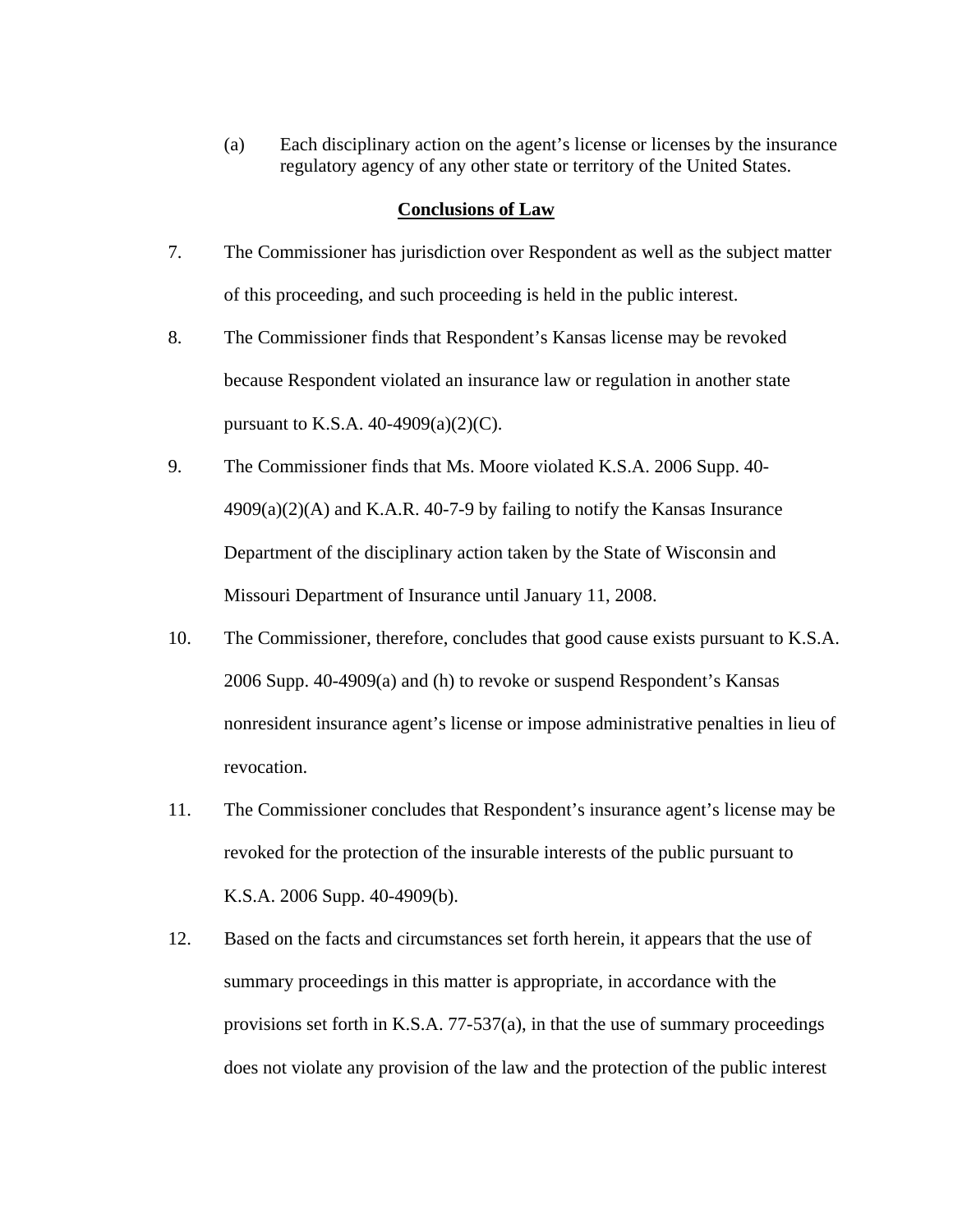(a) Each disciplinary action on the agent's license or licenses by the insurance regulatory agency of any other state or territory of the United States.

## Conclusions of Law

7. The Commissioner has jurisdiction over Respondent as well as the subject matter of this proceeding, and such proceeding is held in the public interest.

8. The Commissioner finds that Respondent's Kansas license may be revoked because Respondent violated an insurance law or regulation in another state pursuant to K.S.A. 40-4909(a)(2)(C).

9. The Commissioner finds that Ms. Moore violated K.S.A. 2006 Supp. 40-4909(a)(2)(A) and K.A.R. 40-7-9 by failing to notify the Kansas Insurance Department of the disciplinary action taken by the State of Wisconsin and Missouri Department of Insurance until January 11, 2008.

10. The Commissioner, therefore, concludes that good cause exists pursuant to K.S.A. 2006 Supp. 40-4909(a) and (h) to revoke or suspend Respondent's Kansas nonresident insurance agent's license or impose administrative penalties in lieu of revocation.

11. The Commissioner concludes that Respondent's insurance agent's license may be revoked for the protection of the insurable interests of the public pursuant to K.S.A. 2006 Supp. 40-4909(b).

12. Based on the facts and circumstances set forth herein, it appears that the use of summary proceedings in this matter is appropriate, in accordance with the provisions set forth in K.S.A. 77-537(a), in that the use of summary proceedings does not violate any provision of the law and the protection of the public interest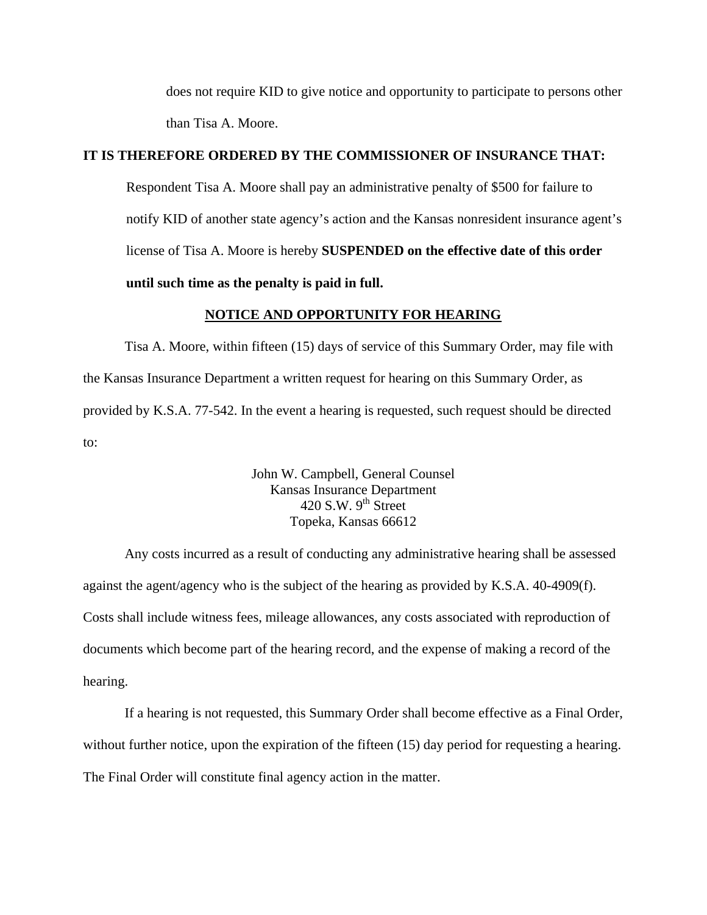does not require KID to give notice and opportunity to participate to persons other than Tisa A. Moore.

**IT IS THEREFORE ORDERED BY THE COMMISSIONER OF INSURANCE THAT:**

Respondent Tisa A. Moore shall pay an administrative penalty of $500 for failure to notify KID of another state agency's action and the Kansas nonresident insurance agent's license of Tisa A. Moore is hereby **SUSPENDED on the effective date of this order until such time as the penalty is paid in full.**

## NOTICE AND OPPORTUNITY FOR HEARING

Tisa A. Moore, within fifteen (15) days of service of this Summary Order, may file with the Kansas Insurance Department a written request for hearing on this Summary Order, as provided by K.S.A. 77-542. In the event a hearing is requested, such request should be directed to:

John W. Campbell, General Counsel
Kansas Insurance Department
420 S.W. 9th Street
Topeka, Kansas 66612

Any costs incurred as a result of conducting any administrative hearing shall be assessed against the agent/agency who is the subject of the hearing as provided by K.S.A. 40-4909(f). Costs shall include witness fees, mileage allowances, any costs associated with reproduction of documents which become part of the hearing record, and the expense of making a record of the hearing.

If a hearing is not requested, this Summary Order shall become effective as a Final Order, without further notice, upon the expiration of the fifteen (15) day period for requesting a hearing. The Final Order will constitute final agency action in the matter.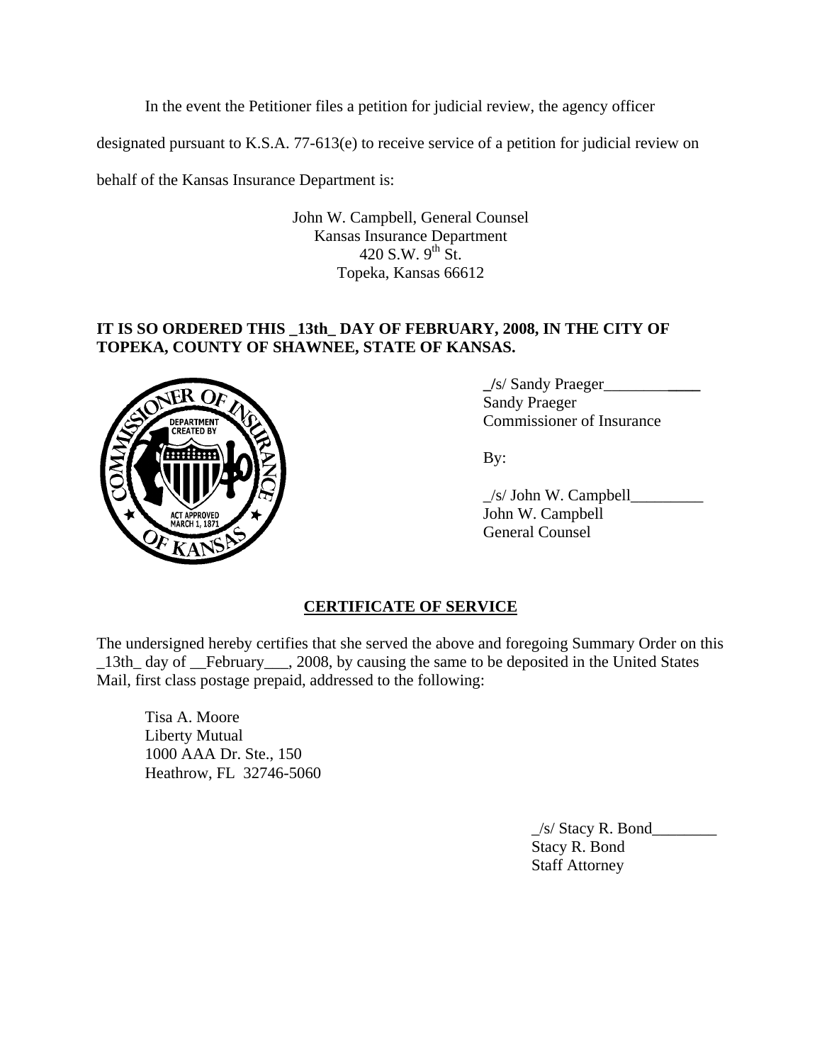In the event the Petitioner files a petition for judicial review, the agency officer designated pursuant to K.S.A. 77-613(e) to receive service of a petition for judicial review on behalf of the Kansas Insurance Department is:

John W. Campbell, General Counsel
Kansas Insurance Department
420 S.W. 9th St.
Topeka, Kansas 66612

**IT IS SO ORDERED THIS _13th_ DAY OF FEBRUARY, 2008, IN THE CITY OF TOPEKA, COUNTY OF SHAWNEE, STATE OF KANSAS.**

_/s/ Sandy Praeger____________
Sandy Praeger
Commissioner of Insurance

By:

_/s/ John W. Campbell_________
John W. Campbell
General Counsel

## CERTIFICATE OF SERVICE

The undersigned hereby certifies that she served the above and foregoing Summary Order on this _13th_ day of __February___, 2008, by causing the same to be deposited in the United States Mail, first class postage prepaid, addressed to the following:

Tisa A. Moore
Liberty Mutual
1000 AAA Dr. Ste., 150
Heathrow, FL 32746-5060

_/s/ Stacy R. Bond________
Stacy R. Bond
Staff Attorney